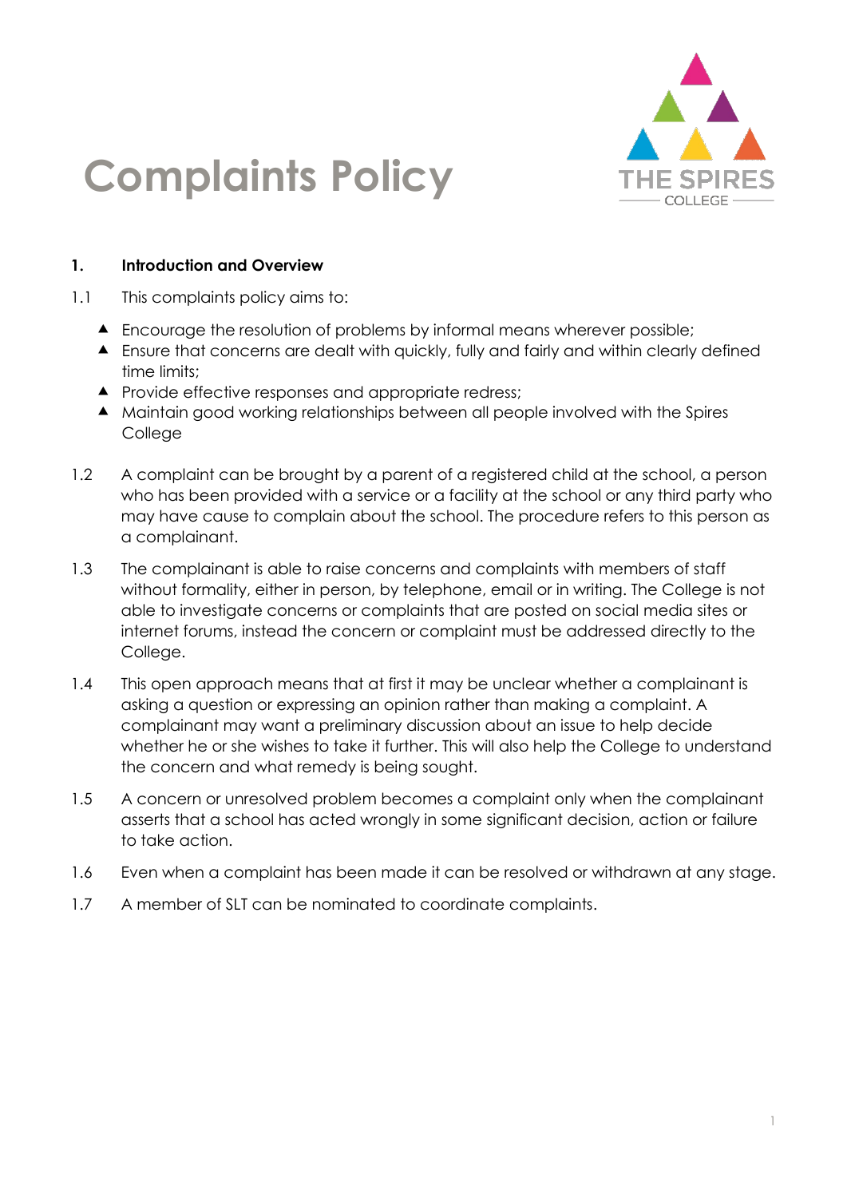# Complaints Policy

THE SPIRES COLLEGE

## 1. Introduction and Overview

1.1 This complaints policy aims to:

- Encourage the resolution of problems by informal means wherever possible;
- Ensure that concerns are dealt with quickly, fully and fairly and within clearly defined time limits;
- Provide effective responses and appropriate redress;
- Maintain good working relationships between all people involved with the Spires College

1.2 A complaint can be brought by a parent of a registered child at the school, a person who has been provided with a service or a facility at the school or any third party who may have cause to complain about the school. The procedure refers to this person as a complainant.

1.3 The complainant is able to raise concerns and complaints with members of staff without formality, either in person, by telephone, email or in writing. The College is not able to investigate concerns or complaints that are posted on social media sites or internet forums, instead the concern or complaint must be addressed directly to the College.

1.4 This open approach means that at first it may be unclear whether a complainant is asking a question or expressing an opinion rather than making a complaint. A complainant may want a preliminary discussion about an issue to help decide whether he or she wishes to take it further. This will also help the College to understand the concern and what remedy is being sought.

1.5 A concern or unresolved problem becomes a complaint only when the complainant asserts that a school has acted wrongly in some significant decision, action or failure to take action.

1.6 Even when a complaint has been made it can be resolved or withdrawn at any stage.

1.7 A member of SLT can be nominated to coordinate complaints.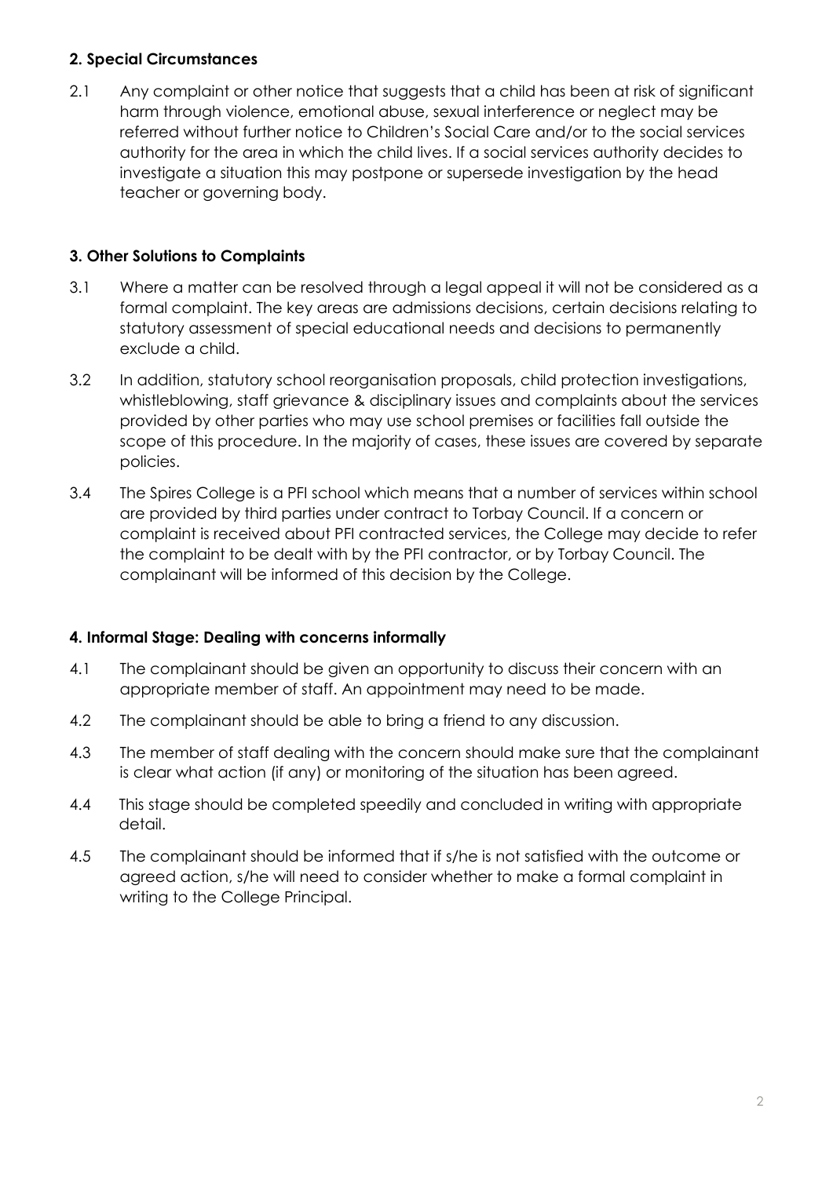### 2. Special Circumstances

2.1 Any complaint or other notice that suggests that a child has been at risk of significant harm through violence, emotional abuse, sexual interference or neglect may be referred without further notice to Children's Social Care and/or to the social services authority for the area in which the child lives. If a social services authority decides to investigate a situation this may postpone or supersede investigation by the head teacher or governing body.

### 3. Other Solutions to Complaints

3.1 Where a matter can be resolved through a legal appeal it will not be considered as a formal complaint. The key areas are admissions decisions, certain decisions relating to statutory assessment of special educational needs and decisions to permanently exclude a child.

3.2 In addition, statutory school reorganisation proposals, child protection investigations, whistleblowing, staff grievance & disciplinary issues and complaints about the services provided by other parties who may use school premises or facilities fall outside the scope of this procedure. In the majority of cases, these issues are covered by separate policies.

3.4 The Spires College is a PFI school which means that a number of services within school are provided by third parties under contract to Torbay Council. If a concern or complaint is received about PFI contracted services, the College may decide to refer the complaint to be dealt with by the PFI contractor, or by Torbay Council. The complainant will be informed of this decision by the College.

### 4. Informal Stage: Dealing with concerns informally

4.1 The complainant should be given an opportunity to discuss their concern with an appropriate member of staff. An appointment may need to be made.

4.2 The complainant should be able to bring a friend to any discussion.

4.3 The member of staff dealing with the concern should make sure that the complainant is clear what action (if any) or monitoring of the situation has been agreed.

4.4 This stage should be completed speedily and concluded in writing with appropriate detail.

4.5 The complainant should be informed that if s/he is not satisfied with the outcome or agreed action, s/he will need to consider whether to make a formal complaint in writing to the College Principal.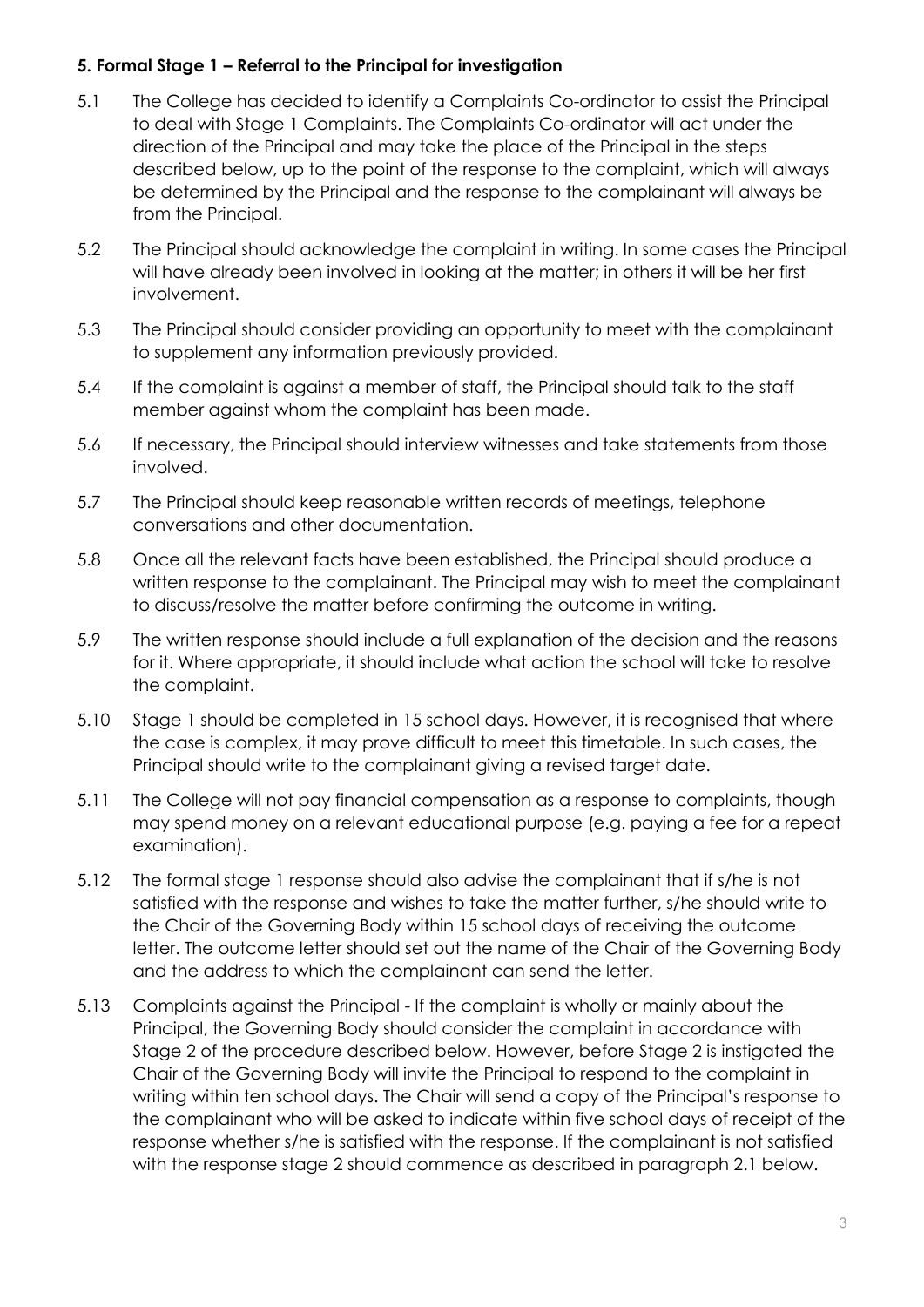### 5. Formal Stage 1 – Referral to the Principal for investigation

5.1 The College has decided to identify a Complaints Co-ordinator to assist the Principal to deal with Stage 1 Complaints. The Complaints Co-ordinator will act under the direction of the Principal and may take the place of the Principal in the steps described below, up to the point of the response to the complaint, which will always be determined by the Principal and the response to the complainant will always be from the Principal.

5.2 The Principal should acknowledge the complaint in writing. In some cases the Principal will have already been involved in looking at the matter; in others it will be her first involvement.

5.3 The Principal should consider providing an opportunity to meet with the complainant to supplement any information previously provided.

5.4 If the complaint is against a member of staff, the Principal should talk to the staff member against whom the complaint has been made.

5.6 If necessary, the Principal should interview witnesses and take statements from those involved.

5.7 The Principal should keep reasonable written records of meetings, telephone conversations and other documentation.

5.8 Once all the relevant facts have been established, the Principal should produce a written response to the complainant. The Principal may wish to meet the complainant to discuss/resolve the matter before confirming the outcome in writing.

5.9 The written response should include a full explanation of the decision and the reasons for it. Where appropriate, it should include what action the school will take to resolve the complaint.

5.10 Stage 1 should be completed in 15 school days. However, it is recognised that where the case is complex, it may prove difficult to meet this timetable. In such cases, the Principal should write to the complainant giving a revised target date.

5.11 The College will not pay financial compensation as a response to complaints, though may spend money on a relevant educational purpose (e.g. paying a fee for a repeat examination).

5.12 The formal stage 1 response should also advise the complainant that if s/he is not satisfied with the response and wishes to take the matter further, s/he should write to the Chair of the Governing Body within 15 school days of receiving the outcome letter. The outcome letter should set out the name of the Chair of the Governing Body and the address to which the complainant can send the letter.

5.13 Complaints against the Principal - If the complaint is wholly or mainly about the Principal, the Governing Body should consider the complaint in accordance with Stage 2 of the procedure described below. However, before Stage 2 is instigated the Chair of the Governing Body will invite the Principal to respond to the complaint in writing within ten school days. The Chair will send a copy of the Principal's response to the complainant who will be asked to indicate within five school days of receipt of the response whether s/he is satisfied with the response. If the complainant is not satisfied with the response stage 2 should commence as described in paragraph 2.1 below.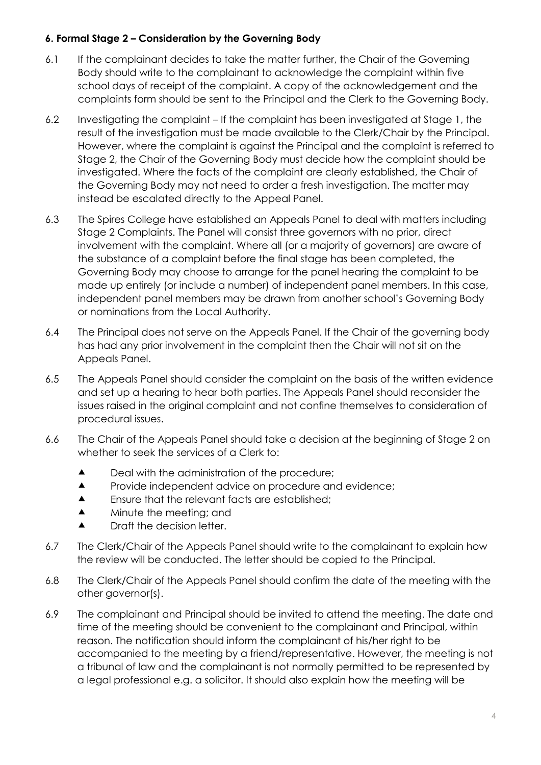**6. Formal Stage 2 – Consideration by the Governing Body**

6.1 If the complainant decides to take the matter further, the Chair of the Governing Body should write to the complainant to acknowledge the complaint within five school days of receipt of the complaint. A copy of the acknowledgement and the complaints form should be sent to the Principal and the Clerk to the Governing Body.

6.2 Investigating the complaint – If the complaint has been investigated at Stage 1, the result of the investigation must be made available to the Clerk/Chair by the Principal. However, where the complaint is against the Principal and the complaint is referred to Stage 2, the Chair of the Governing Body must decide how the complaint should be investigated. Where the facts of the complaint are clearly established, the Chair of the Governing Body may not need to order a fresh investigation. The matter may instead be escalated directly to the Appeal Panel.

6.3 The Spires College have established an Appeals Panel to deal with matters including Stage 2 Complaints. The Panel will consist three governors with no prior, direct involvement with the complaint. Where all (or a majority of governors) are aware of the substance of a complaint before the final stage has been completed, the Governing Body may choose to arrange for the panel hearing the complaint to be made up entirely (or include a number) of independent panel members. In this case, independent panel members may be drawn from another school's Governing Body or nominations from the Local Authority.

6.4 The Principal does not serve on the Appeals Panel. If the Chair of the governing body has had any prior involvement in the complaint then the Chair will not sit on the Appeals Panel.

6.5 The Appeals Panel should consider the complaint on the basis of the written evidence and set up a hearing to hear both parties. The Appeals Panel should reconsider the issues raised in the original complaint and not confine themselves to consideration of procedural issues.

6.6 The Chair of the Appeals Panel should take a decision at the beginning of Stage 2 on whether to seek the services of a Clerk to:

- Deal with the administration of the procedure;
- Provide independent advice on procedure and evidence;
- Ensure that the relevant facts are established;
- Minute the meeting; and
- Draft the decision letter.

6.7 The Clerk/Chair of the Appeals Panel should write to the complainant to explain how the review will be conducted. The letter should be copied to the Principal.

6.8 The Clerk/Chair of the Appeals Panel should confirm the date of the meeting with the other governor(s).

6.9 The complainant and Principal should be invited to attend the meeting. The date and time of the meeting should be convenient to the complainant and Principal, within reason. The notification should inform the complainant of his/her right to be accompanied to the meeting by a friend/representative. However, the meeting is not a tribunal of law and the complainant is not normally permitted to be represented by a legal professional e.g. a solicitor. It should also explain how the meeting will be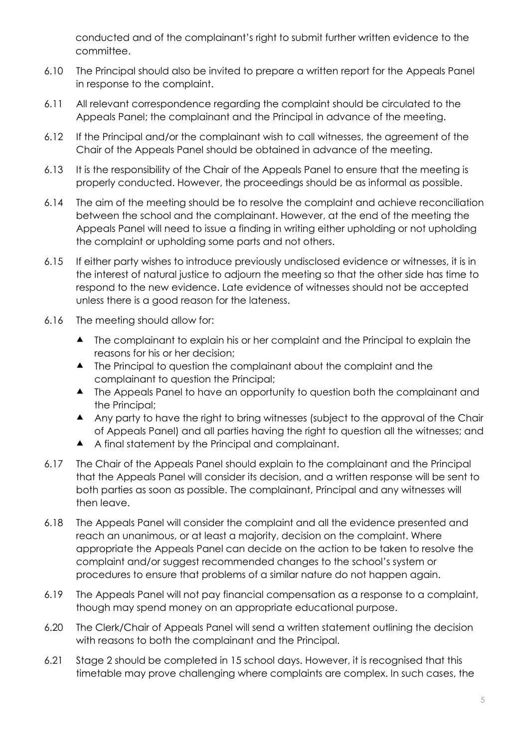conducted and of the complainant's right to submit further written evidence to the committee.

6.10 The Principal should also be invited to prepare a written report for the Appeals Panel in response to the complaint.

6.11 All relevant correspondence regarding the complaint should be circulated to the Appeals Panel; the complainant and the Principal in advance of the meeting.

6.12 If the Principal and/or the complainant wish to call witnesses, the agreement of the Chair of the Appeals Panel should be obtained in advance of the meeting.

6.13 It is the responsibility of the Chair of the Appeals Panel to ensure that the meeting is properly conducted. However, the proceedings should be as informal as possible.

6.14 The aim of the meeting should be to resolve the complaint and achieve reconciliation between the school and the complainant. However, at the end of the meeting the Appeals Panel will need to issue a finding in writing either upholding or not upholding the complaint or upholding some parts and not others.

6.15 If either party wishes to introduce previously undisclosed evidence or witnesses, it is in the interest of natural justice to adjourn the meeting so that the other side has time to respond to the new evidence. Late evidence of witnesses should not be accepted unless there is a good reason for the lateness.

6.16 The meeting should allow for:

- The complainant to explain his or her complaint and the Principal to explain the reasons for his or her decision;
- The Principal to question the complainant about the complaint and the complainant to question the Principal;
- The Appeals Panel to have an opportunity to question both the complainant and the Principal;
- Any party to have the right to bring witnesses (subject to the approval of the Chair of Appeals Panel) and all parties having the right to question all the witnesses; and
- A final statement by the Principal and complainant.

6.17 The Chair of the Appeals Panel should explain to the complainant and the Principal that the Appeals Panel will consider its decision, and a written response will be sent to both parties as soon as possible. The complainant, Principal and any witnesses will then leave.

6.18 The Appeals Panel will consider the complaint and all the evidence presented and reach an unanimous, or at least a majority, decision on the complaint. Where appropriate the Appeals Panel can decide on the action to be taken to resolve the complaint and/or suggest recommended changes to the school's system or procedures to ensure that problems of a similar nature do not happen again.

6.19 The Appeals Panel will not pay financial compensation as a response to a complaint, though may spend money on an appropriate educational purpose.

6.20 The Clerk/Chair of Appeals Panel will send a written statement outlining the decision with reasons to both the complainant and the Principal.

6.21 Stage 2 should be completed in 15 school days. However, it is recognised that this timetable may prove challenging where complaints are complex. In such cases, the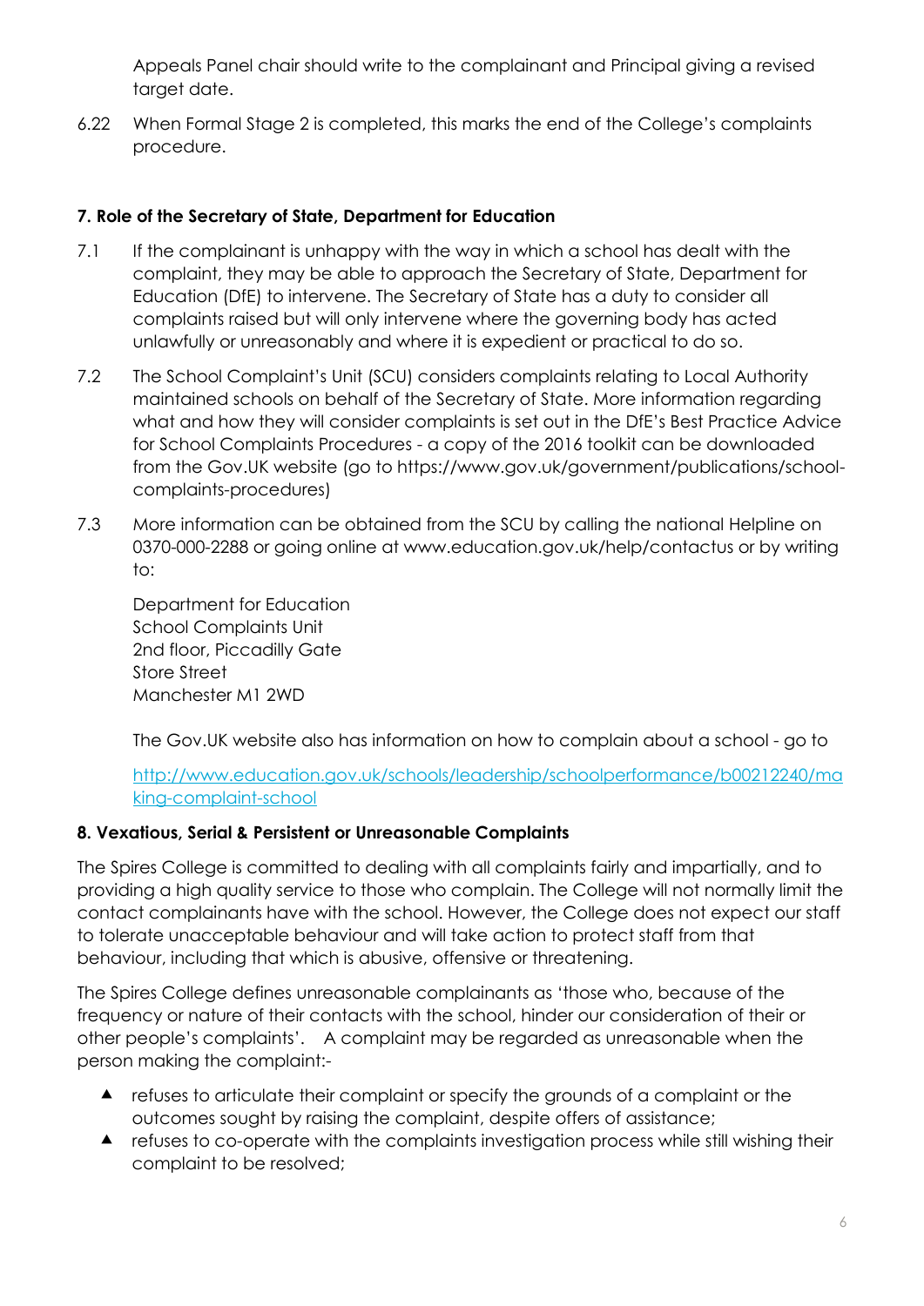Appeals Panel chair should write to the complainant and Principal giving a revised target date.

6.22 When Formal Stage 2 is completed, this marks the end of the College's complaints procedure.

**7. Role of the Secretary of State, Department for Education**

7.1 If the complainant is unhappy with the way in which a school has dealt with the complaint, they may be able to approach the Secretary of State, Department for Education (DfE) to intervene. The Secretary of State has a duty to consider all complaints raised but will only intervene where the governing body has acted unlawfully or unreasonably and where it is expedient or practical to do so.

7.2 The School Complaint's Unit (SCU) considers complaints relating to Local Authority maintained schools on behalf of the Secretary of State. More information regarding what and how they will consider complaints is set out in the DfE's Best Practice Advice for School Complaints Procedures - a copy of the 2016 toolkit can be downloaded from the Gov.UK website (go to https://www.gov.uk/government/publications/school-complaints-procedures)

7.3 More information can be obtained from the SCU by calling the national Helpline on 0370-000-2288 or going online at www.education.gov.uk/help/contactus or by writing to:

Department for Education
School Complaints Unit
2nd floor, Piccadilly Gate
Store Street
Manchester M1 2WD

The Gov.UK website also has information on how to complain about a school - go to

http://www.education.gov.uk/schools/leadership/schoolperformance/b00212240/making-complaint-school

**8. Vexatious, Serial & Persistent or Unreasonable Complaints**

The Spires College is committed to dealing with all complaints fairly and impartially, and to providing a high quality service to those who complain. The College will not normally limit the contact complainants have with the school. However, the College does not expect our staff to tolerate unacceptable behaviour and will take action to protect staff from that behaviour, including that which is abusive, offensive or threatening.

The Spires College defines unreasonable complainants as 'those who, because of the frequency or nature of their contacts with the school, hinder our consideration of their or other people's complaints'. A complaint may be regarded as unreasonable when the person making the complaint:-

- refuses to articulate their complaint or specify the grounds of a complaint or the outcomes sought by raising the complaint, despite offers of assistance;
- refuses to co-operate with the complaints investigation process while still wishing their complaint to be resolved;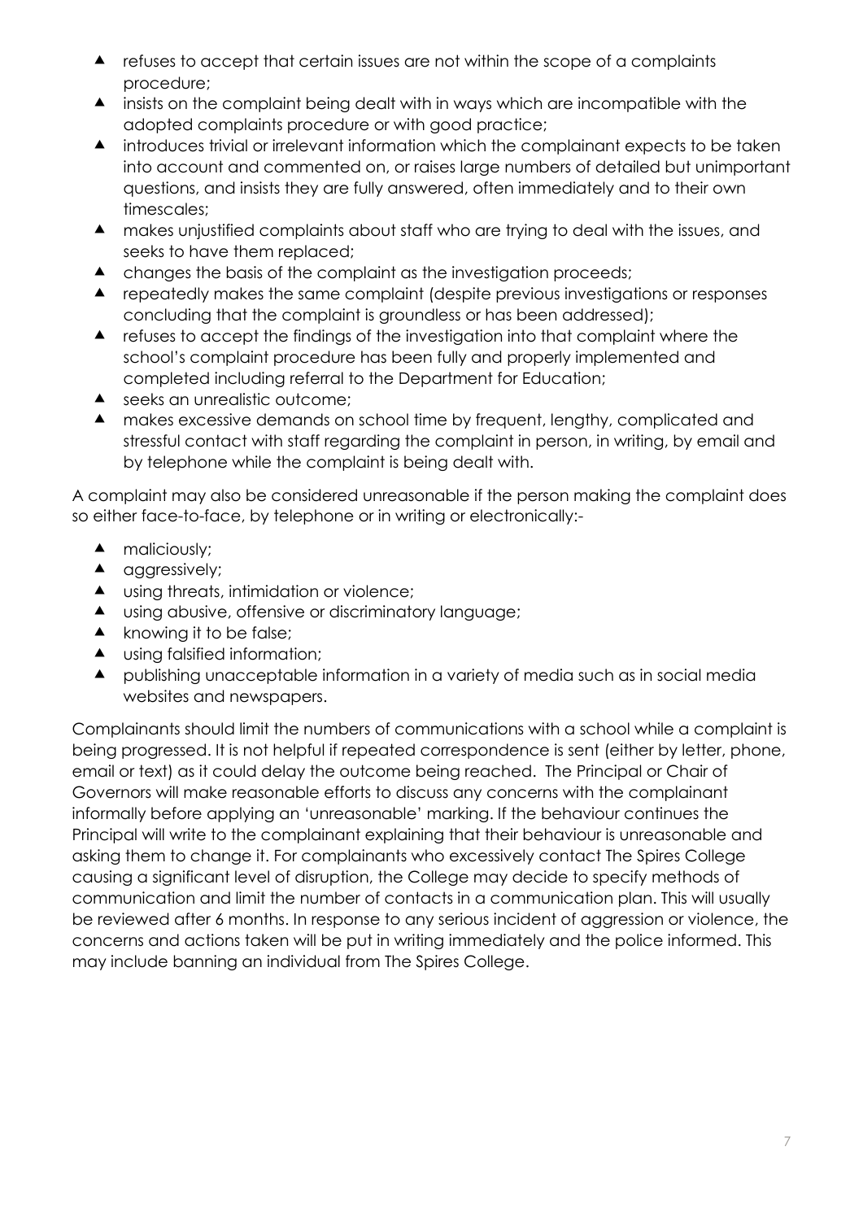- refuses to accept that certain issues are not within the scope of a complaints procedure;
- insists on the complaint being dealt with in ways which are incompatible with the adopted complaints procedure or with good practice;
- introduces trivial or irrelevant information which the complainant expects to be taken into account and commented on, or raises large numbers of detailed but unimportant questions, and insists they are fully answered, often immediately and to their own timescales;
- makes unjustified complaints about staff who are trying to deal with the issues, and seeks to have them replaced;
- changes the basis of the complaint as the investigation proceeds;
- repeatedly makes the same complaint (despite previous investigations or responses concluding that the complaint is groundless or has been addressed);
- refuses to accept the findings of the investigation into that complaint where the school's complaint procedure has been fully and properly implemented and completed including referral to the Department for Education;
- seeks an unrealistic outcome;
- makes excessive demands on school time by frequent, lengthy, complicated and stressful contact with staff regarding the complaint in person, in writing, by email and by telephone while the complaint is being dealt with.

A complaint may also be considered unreasonable if the person making the complaint does so either face-to-face, by telephone or in writing or electronically:-

- maliciously;
- aggressively;
- using threats, intimidation or violence;
- using abusive, offensive or discriminatory language;
- knowing it to be false;
- using falsified information;
- publishing unacceptable information in a variety of media such as in social media websites and newspapers.

Complainants should limit the numbers of communications with a school while a complaint is being progressed. It is not helpful if repeated correspondence is sent (either by letter, phone, email or text) as it could delay the outcome being reached. The Principal or Chair of Governors will make reasonable efforts to discuss any concerns with the complainant informally before applying an 'unreasonable' marking. If the behaviour continues the Principal will write to the complainant explaining that their behaviour is unreasonable and asking them to change it. For complainants who excessively contact The Spires College causing a significant level of disruption, the College may decide to specify methods of communication and limit the number of contacts in a communication plan. This will usually be reviewed after 6 months. In response to any serious incident of aggression or violence, the concerns and actions taken will be put in writing immediately and the police informed. This may include banning an individual from The Spires College.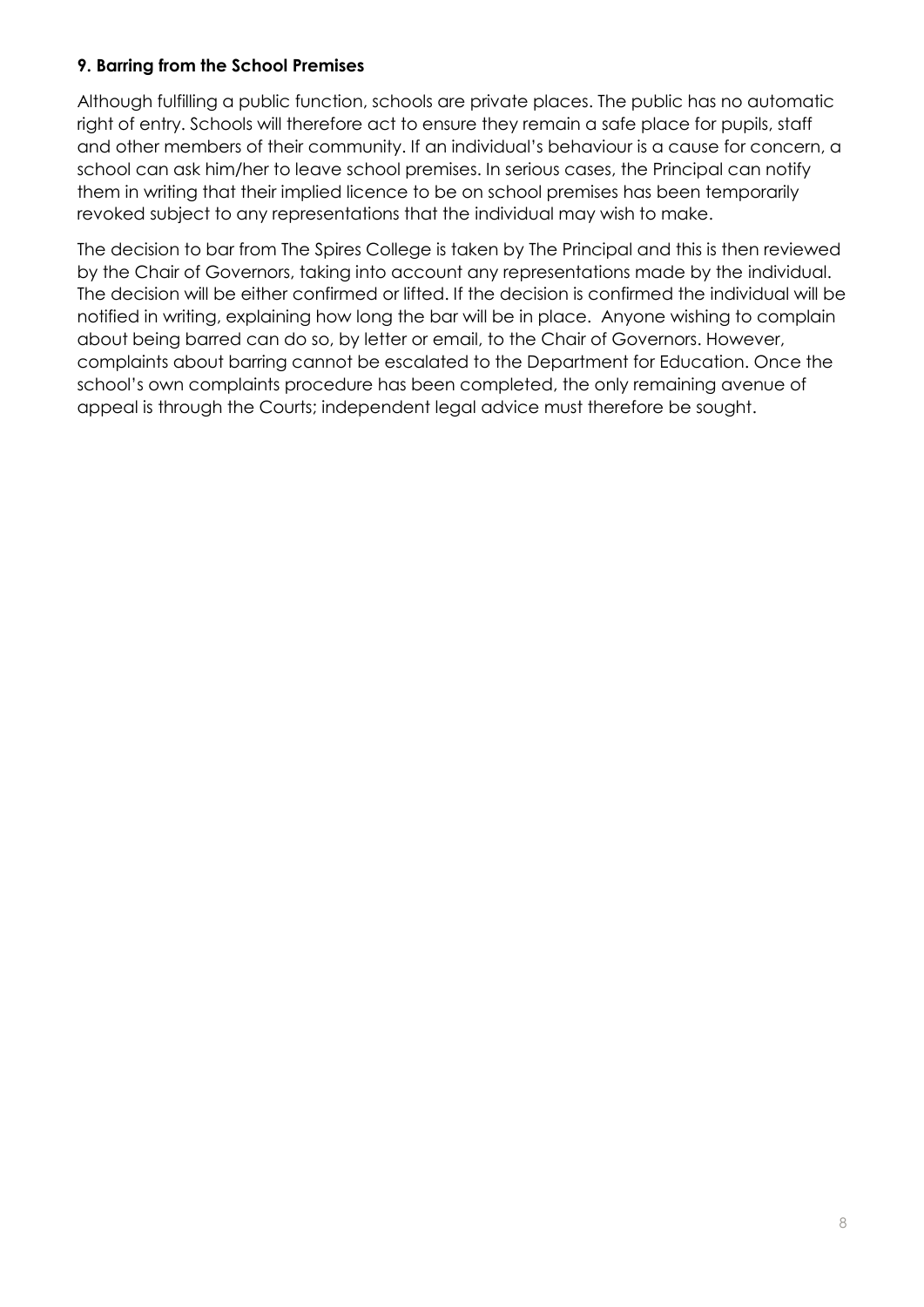**9. Barring from the School Premises**

Although fulfilling a public function, schools are private places. The public has no automatic right of entry. Schools will therefore act to ensure they remain a safe place for pupils, staff and other members of their community. If an individual's behaviour is a cause for concern, a school can ask him/her to leave school premises. In serious cases, the Principal can notify them in writing that their implied licence to be on school premises has been temporarily revoked subject to any representations that the individual may wish to make.

The decision to bar from The Spires College is taken by The Principal and this is then reviewed by the Chair of Governors, taking into account any representations made by the individual. The decision will be either confirmed or lifted. If the decision is confirmed the individual will be notified in writing, explaining how long the bar will be in place. Anyone wishing to complain about being barred can do so, by letter or email, to the Chair of Governors. However, complaints about barring cannot be escalated to the Department for Education. Once the school's own complaints procedure has been completed, the only remaining avenue of appeal is through the Courts; independent legal advice must therefore be sought.